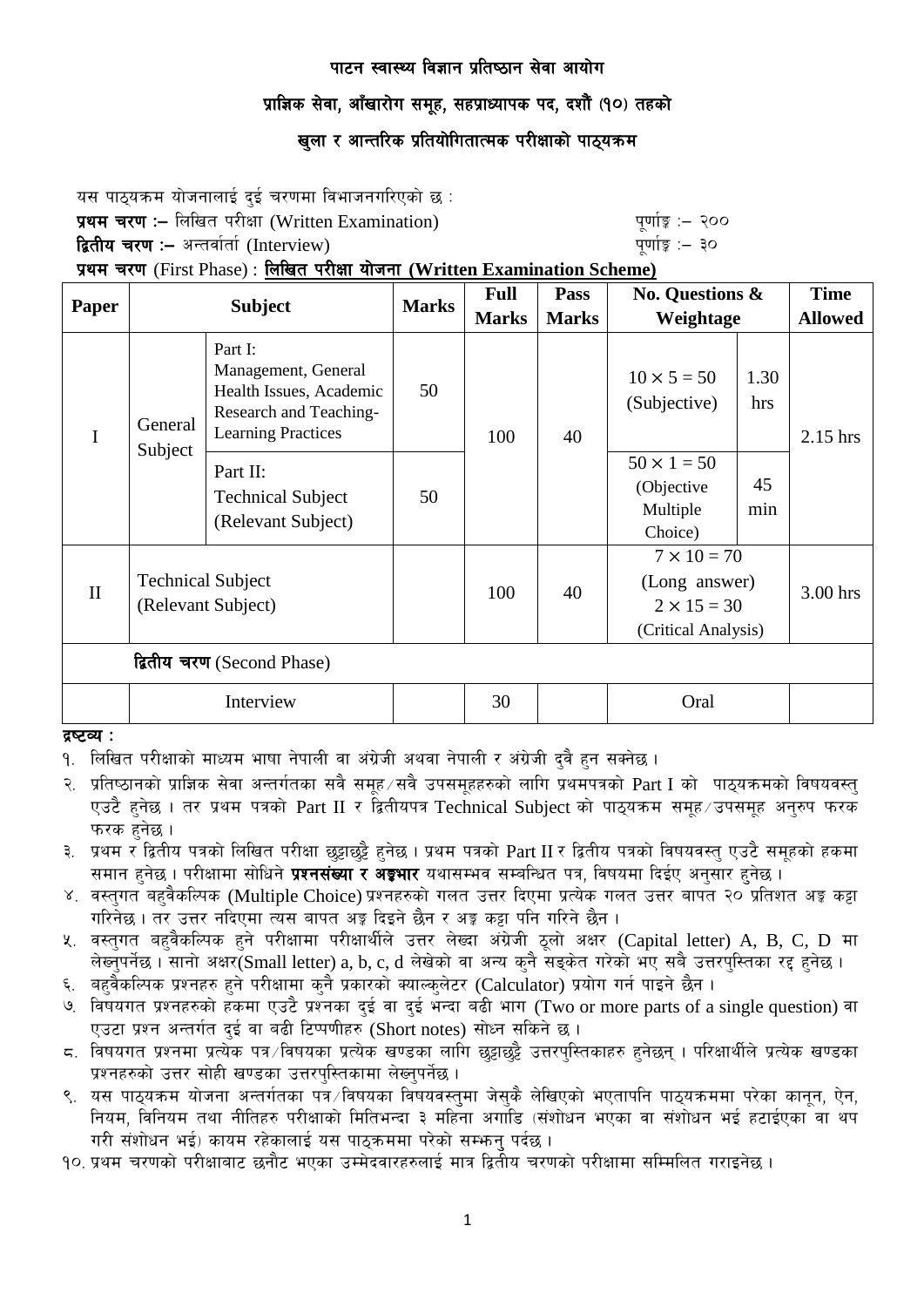# पाटन स्वास्थ्य विज्ञान प्रतिष्ठान सेवा आयोग

## प्राज्ञिक सेवा, आँखारोग समूह, सहप्राध्यापक पद, दशौं (१०) तहको

## खुला र आन्तरिक प्रतियोगितात्मक परीक्षाको पाठ्यक्रम

यस पाठ्यक्रम योजनालाई दुई चरणमा विभाजनगरिएको छ :

**प्रथम चरण :–** लिखित परीक्षा (Written Examination) पूर्णाङ्क :– २००

**द्वितीय चरण :–** अन्तर्वार्ता (Interview) पूर्णाङ्क :– ३०

**प्रथम चरण** (First Phase) : **लिखित परीक्षा योजना (Written Examination Scheme)**

| Paper | Subject | | Marks | Full Marks | Pass Marks | No. Questions & Weightage | | Time Allowed |
|---|---|---|---|---|---|---|---|---|
| I | General Subject | Part I: Management, General Health Issues, Academic Research and Teaching-Learning Practices | 50 | 100 | 40 | $10 \times 5 = 50$ (Subjective) | 1.30 hrs | 2.15 hrs |
| | | Part II: Technical Subject (Relevant Subject) | 50 | | | $50 \times 1 = 50$ (Objective Multiple Choice) | 45 min | |
| II | Technical Subject (Relevant Subject) | | | 100 | 40 | $7 \times 10 = 70$ (Long answer) $2 \times 15 = 30$ (Critical Analysis) | | 3.00 hrs |
| **द्वितीय चरण** (Second Phase) | | | | | | | | |
| | Interview | | | 30 | | Oral | | |

**द्रष्टव्य :**

१. लिखित परीक्षाको माध्यम भाषा नेपाली वा अंग्रेजी अथवा नेपाली र अंग्रेजी दुवै हुन सक्नेछ ।

२. प्रतिष्ठानको प्राज्ञिक सेवा अन्तर्गतका सवै समूह/सवै उपसमूहहरुको लागि प्रथमपत्रको Part I को पाठ्यक्रमको विषयवस्तु एउटै हुनेछ । तर प्रथम पत्रको Part II र द्वितीयपत्र Technical Subject को पाठ्यक्रम समूह/उपसमूह अनुरुप फरक फरक हुनेछ ।

३. प्रथम र द्वितीय पत्रको लिखित परीक्षा छुट्टाछुट्टै हुनेछ । प्रथम पत्रको Part II र द्वितीय पत्रको विषयवस्तु एउटै समूहको हकमा समान हुनेछ । परीक्षामा सोधिने **प्रश्नसंख्या र अङ्कभार** यथासम्भव सम्बन्धित पत्र, विषयमा दिईए अनुसार हुनेछ ।

४. वस्तुगत बहुवैकल्पिक (Multiple Choice) प्रश्नहरुको गलत उत्तर दिएमा प्रत्येक गलत उत्तर बापत २० प्रतिशत अङ्क कट्टा गरिनेछ । तर उत्तर नदिएमा त्यस बापत अङ्क दिइने छैन र अङ्क कट्टा पनि गरिने छैन ।

५. वस्तुगत बहुवैकल्पिक हुने परीक्षामा परीक्षार्थीले उत्तर लेख्दा अंग्रेजी ठूलो अक्षर (Capital letter) A, B, C, D मा लेख्नुपर्नेछ । सानो अक्षर(Small letter) a, b, c, d लेखेको वा अन्य कुनै सङ्केत गरेको भए सबै उत्तरपुस्तिका रद्द हुनेछ ।

६. बहुवैकल्पिक प्रश्नहरु हुने परीक्षामा कुनै प्रकारको क्याल्कुलेटर (Calculator) प्रयोग गर्न पाइने छैन ।

७. विषयगत प्रश्नहरुको हकमा एउटै प्रश्नका दुई वा दुई भन्दा बढी भाग (Two or more parts of a single question) वा एउटा प्रश्न अन्तर्गत दुई वा बढी टिप्पणीहरु (Short notes) सोध्न सकिने छ ।

८. विषयगत प्रश्नमा प्रत्येक पत्र/विषयका प्रत्येक खण्डका लागि छुट्टाछुट्टै उत्तरपुस्तिकाहरु हुनेछन् । परिक्षार्थीले प्रत्येक खण्डका प्रश्नहरुको उत्तर सोही खण्डका उत्तरपुस्तिकामा लेख्नुपर्नेछ ।

९. यस पाठ्यक्रम योजना अन्तर्गतका पत्र/विषयका विषयवस्तुमा जेसुकै लेखिएको भएतापनि पाठ्यक्रममा परेका कानून, ऐन, नियम, विनियम तथा नीतिहरु परीक्षाको मितिभन्दा ३ महिना अगाडि (संशोधन भएका वा संशोधन भई हटाईएका वा थप गरी संशोधन भई) कायम रहेकालाई यस पाठ्कममा परेको सम्झनु पर्दछ ।

१०. प्रथम चरणको परीक्षाबाट छनौट भएका उम्मेदवारहरुलाई मात्र द्वितीय चरणको परीक्षामा सम्मिलित गराइनेछ ।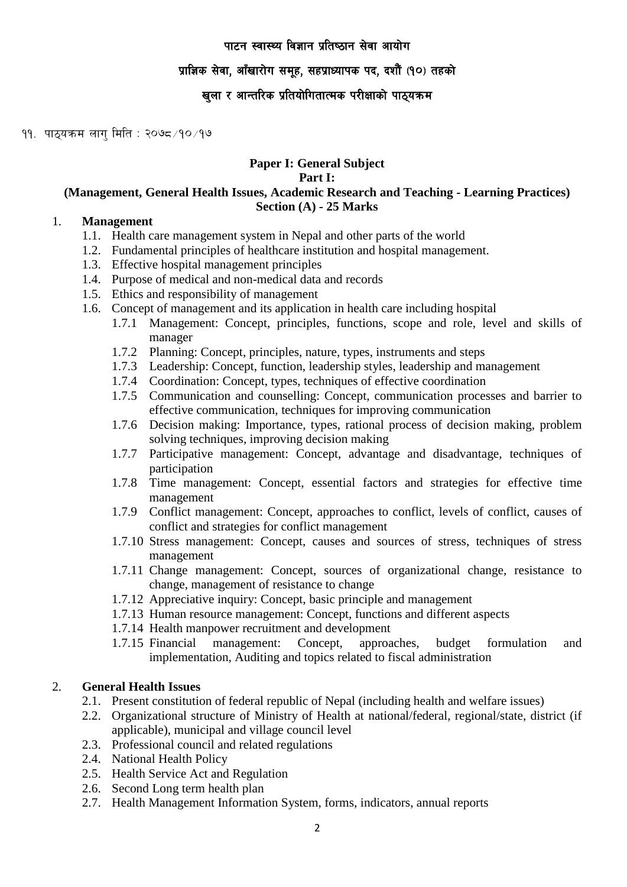# पाटन स्वास्थ्य विज्ञान प्रतिष्ठान सेवा आयोग

## प्राज्ञिक सेवा, आँखारोग समूह, सहप्राध्यापक पद, दशौं (१०) तहको

## खुला र आन्तरिक प्रतियोगितात्मक परीक्षाको पाठ्यक्रम

११. पाठ्यक्रम लागु मिति : २०७८/१०/१७

**Paper I: General Subject**

**Part I:**

**(Management, General Health Issues, Academic Research and Teaching - Learning Practices)**

**Section (A) - 25 Marks**

1. **Management**
   - 1.1. Health care management system in Nepal and other parts of the world
   - 1.2. Fundamental principles of healthcare institution and hospital management.
   - 1.3. Effective hospital management principles
   - 1.4. Purpose of medical and non-medical data and records
   - 1.5. Ethics and responsibility of management
   - 1.6. Concept of management and its application in health care including hospital
     - 1.7.1 Management: Concept, principles, functions, scope and role, level and skills of manager
     - 1.7.2 Planning: Concept, principles, nature, types, instruments and steps
     - 1.7.3 Leadership: Concept, function, leadership styles, leadership and management
     - 1.7.4 Coordination: Concept, types, techniques of effective coordination
     - 1.7.5 Communication and counselling: Concept, communication processes and barrier to effective communication, techniques for improving communication
     - 1.7.6 Decision making: Importance, types, rational process of decision making, problem solving techniques, improving decision making
     - 1.7.7 Participative management: Concept, advantage and disadvantage, techniques of participation
     - 1.7.8 Time management: Concept, essential factors and strategies for effective time management
     - 1.7.9 Conflict management: Concept, approaches to conflict, levels of conflict, causes of conflict and strategies for conflict management
     - 1.7.10 Stress management: Concept, causes and sources of stress, techniques of stress management
     - 1.7.11 Change management: Concept, sources of organizational change, resistance to change, management of resistance to change
     - 1.7.12 Appreciative inquiry: Concept, basic principle and management
     - 1.7.13 Human resource management: Concept, functions and different aspects
     - 1.7.14 Health manpower recruitment and development
     - 1.7.15 Financial management: Concept, approaches, budget formulation and implementation, Auditing and topics related to fiscal administration

2. **General Health Issues**
   - 2.1. Present constitution of federal republic of Nepal (including health and welfare issues)
   - 2.2. Organizational structure of Ministry of Health at national/federal, regional/state, district (if applicable), municipal and village council level
   - 2.3. Professional council and related regulations
   - 2.4. National Health Policy
   - 2.5. Health Service Act and Regulation
   - 2.6. Second Long term health plan
   - 2.7. Health Management Information System, forms, indicators, annual reports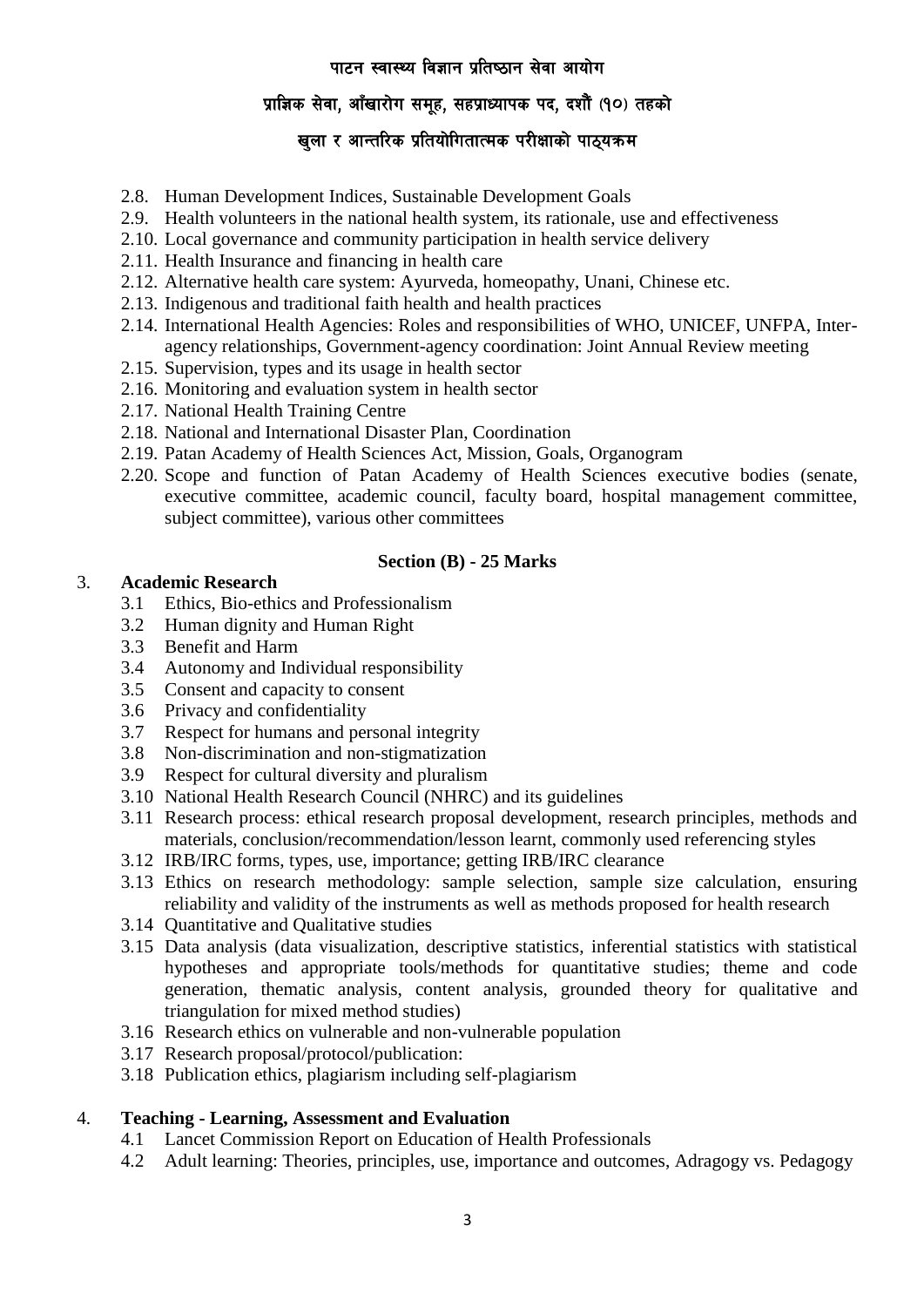- 2.8. Human Development Indices, Sustainable Development Goals
- 2.9. Health volunteers in the national health system, its rationale, use and effectiveness
- 2.10. Local governance and community participation in health service delivery
- 2.11. Health Insurance and financing in health care
- 2.12. Alternative health care system: Ayurveda, homeopathy, Unani, Chinese etc.
- 2.13. Indigenous and traditional faith health and health practices
- 2.14. International Health Agencies: Roles and responsibilities of WHO, UNICEF, UNFPA, Inter-agency relationships, Government-agency coordination: Joint Annual Review meeting
- 2.15. Supervision, types and its usage in health sector
- 2.16. Monitoring and evaluation system in health sector
- 2.17. National Health Training Centre
- 2.18. National and International Disaster Plan, Coordination
- 2.19. Patan Academy of Health Sciences Act, Mission, Goals, Organogram
- 2.20. Scope and function of Patan Academy of Health Sciences executive bodies (senate, executive committee, academic council, faculty board, hospital management committee, subject committee), various other committees

**Section (B) - 25 Marks**

3. **Academic Research**
   - 3.1 Ethics, Bio-ethics and Professionalism
   - 3.2 Human dignity and Human Right
   - 3.3 Benefit and Harm
   - 3.4 Autonomy and Individual responsibility
   - 3.5 Consent and capacity to consent
   - 3.6 Privacy and confidentiality
   - 3.7 Respect for humans and personal integrity
   - 3.8 Non-discrimination and non-stigmatization
   - 3.9 Respect for cultural diversity and pluralism
   - 3.10 National Health Research Council (NHRC) and its guidelines
   - 3.11 Research process: ethical research proposal development, research principles, methods and materials, conclusion/recommendation/lesson learnt, commonly used referencing styles
   - 3.12 IRB/IRC forms, types, use, importance; getting IRB/IRC clearance
   - 3.13 Ethics on research methodology: sample selection, sample size calculation, ensuring reliability and validity of the instruments as well as methods proposed for health research
   - 3.14 Quantitative and Qualitative studies
   - 3.15 Data analysis (data visualization, descriptive statistics, inferential statistics with statistical hypotheses and appropriate tools/methods for quantitative studies; theme and code generation, thematic analysis, content analysis, grounded theory for qualitative and triangulation for mixed method studies)
   - 3.16 Research ethics on vulnerable and non-vulnerable population
   - 3.17 Research proposal/protocol/publication:
   - 3.18 Publication ethics, plagiarism including self-plagiarism

4. **Teaching - Learning, Assessment and Evaluation**
   - 4.1 Lancet Commission Report on Education of Health Professionals
   - 4.2 Adult learning: Theories, principles, use, importance and outcomes, Adragogy vs. Pedagogy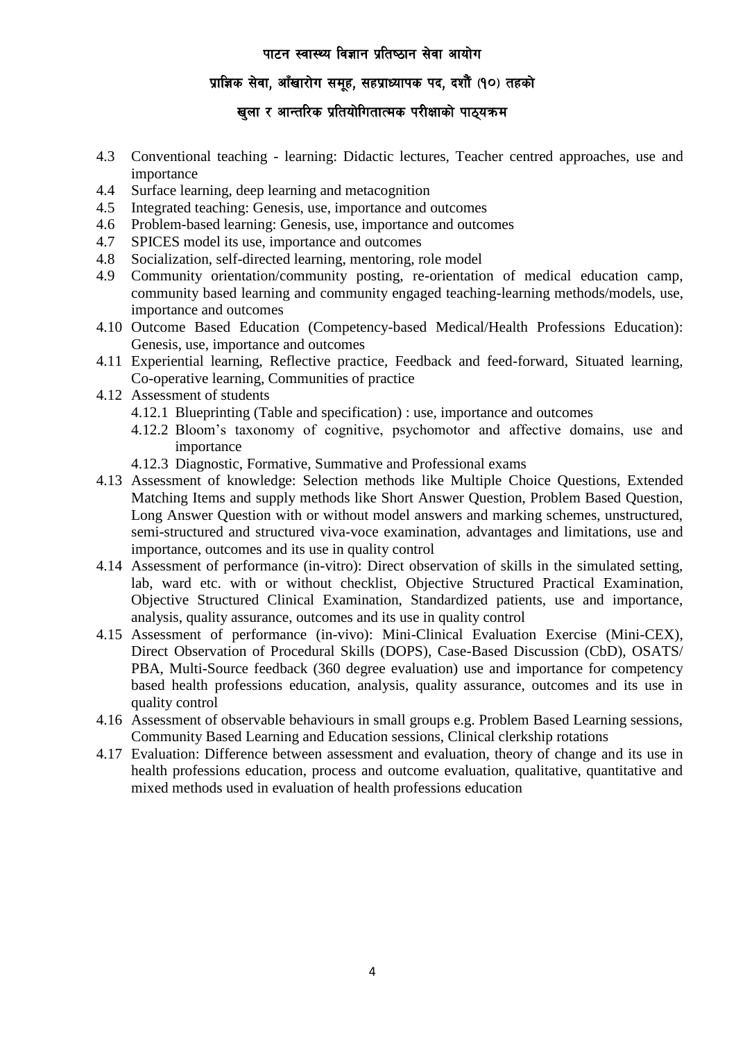- 4.3 Conventional teaching - learning: Didactic lectures, Teacher centred approaches, use and importance
- 4.4 Surface learning, deep learning and metacognition
- 4.5 Integrated teaching: Genesis, use, importance and outcomes
- 4.6 Problem-based learning: Genesis, use, importance and outcomes
- 4.7 SPICES model its use, importance and outcomes
- 4.8 Socialization, self-directed learning, mentoring, role model
- 4.9 Community orientation/community posting, re-orientation of medical education camp, community based learning and community engaged teaching-learning methods/models, use, importance and outcomes
- 4.10 Outcome Based Education (Competency-based Medical/Health Professions Education): Genesis, use, importance and outcomes
- 4.11 Experiential learning, Reflective practice, Feedback and feed-forward, Situated learning, Co-operative learning, Communities of practice
- 4.12 Assessment of students
  - 4.12.1 Blueprinting (Table and specification) : use, importance and outcomes
  - 4.12.2 Bloom's taxonomy of cognitive, psychomotor and affective domains, use and importance
  - 4.12.3 Diagnostic, Formative, Summative and Professional exams
- 4.13 Assessment of knowledge: Selection methods like Multiple Choice Questions, Extended Matching Items and supply methods like Short Answer Question, Problem Based Question, Long Answer Question with or without model answers and marking schemes, unstructured, semi-structured and structured viva-voce examination, advantages and limitations, use and importance, outcomes and its use in quality control
- 4.14 Assessment of performance (in-vitro): Direct observation of skills in the simulated setting, lab, ward etc. with or without checklist, Objective Structured Practical Examination, Objective Structured Clinical Examination, Standardized patients, use and importance, analysis, quality assurance, outcomes and its use in quality control
- 4.15 Assessment of performance (in-vivo): Mini-Clinical Evaluation Exercise (Mini-CEX), Direct Observation of Procedural Skills (DOPS), Case-Based Discussion (CbD), OSATS/ PBA, Multi-Source feedback (360 degree evaluation) use and importance for competency based health professions education, analysis, quality assurance, outcomes and its use in quality control
- 4.16 Assessment of observable behaviours in small groups e.g. Problem Based Learning sessions, Community Based Learning and Education sessions, Clinical clerkship rotations
- 4.17 Evaluation: Difference between assessment and evaluation, theory of change and its use in health professions education, process and outcome evaluation, qualitative, quantitative and mixed methods used in evaluation of health professions education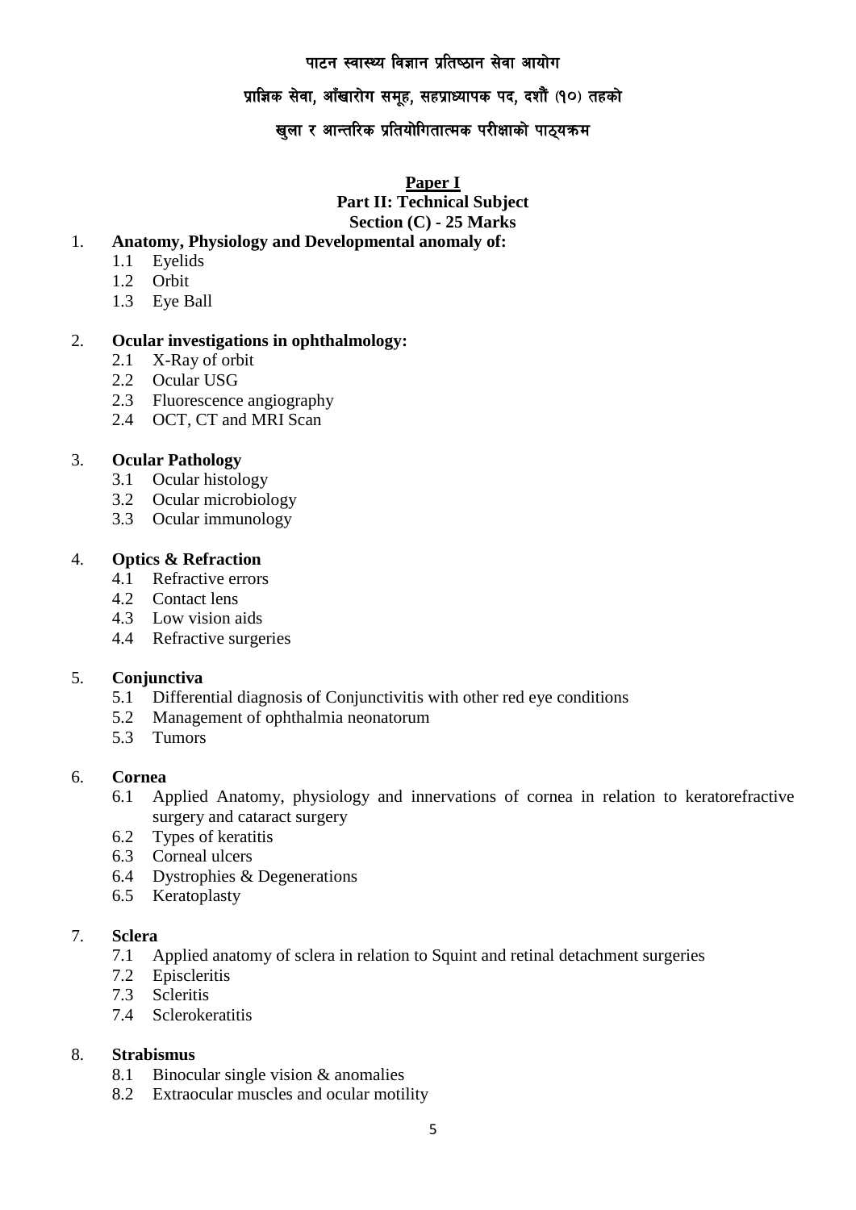पाटन स्वास्थ्य विज्ञान प्रतिष्ठान सेवा आयोग

प्राज्ञिक सेवा, आँखारोग समूह, सहप्राध्यापक पद, दशौं (१०) तहको

खुला र आन्तरिक प्रतियोगितात्मक परीक्षाको पाठ्यक्रम

## Paper I

### Part II: Technical Subject

### Section (C) - 25 Marks

1. **Anatomy, Physiology and Developmental anomaly of:**
   - 1.1 Eyelids
   - 1.2 Orbit
   - 1.3 Eye Ball

2. **Ocular investigations in ophthalmology:**
   - 2.1 X-Ray of orbit
   - 2.2 Ocular USG
   - 2.3 Fluorescence angiography
   - 2.4 OCT, CT and MRI Scan

3. **Ocular Pathology**
   - 3.1 Ocular histology
   - 3.2 Ocular microbiology
   - 3.3 Ocular immunology

4. **Optics & Refraction**
   - 4.1 Refractive errors
   - 4.2 Contact lens
   - 4.3 Low vision aids
   - 4.4 Refractive surgeries

5. **Conjunctiva**
   - 5.1 Differential diagnosis of Conjunctivitis with other red eye conditions
   - 5.2 Management of ophthalmia neonatorum
   - 5.3 Tumors

6. **Cornea**
   - 6.1 Applied Anatomy, physiology and innervations of cornea in relation to keratorefractive surgery and cataract surgery
   - 6.2 Types of keratitis
   - 6.3 Corneal ulcers
   - 6.4 Dystrophies & Degenerations
   - 6.5 Keratoplasty

7. **Sclera**
   - 7.1 Applied anatomy of sclera in relation to Squint and retinal detachment surgeries
   - 7.2 Episcleritis
   - 7.3 Scleritis
   - 7.4 Sclerokeratitis

8. **Strabismus**
   - 8.1 Binocular single vision & anomalies
   - 8.2 Extraocular muscles and ocular motility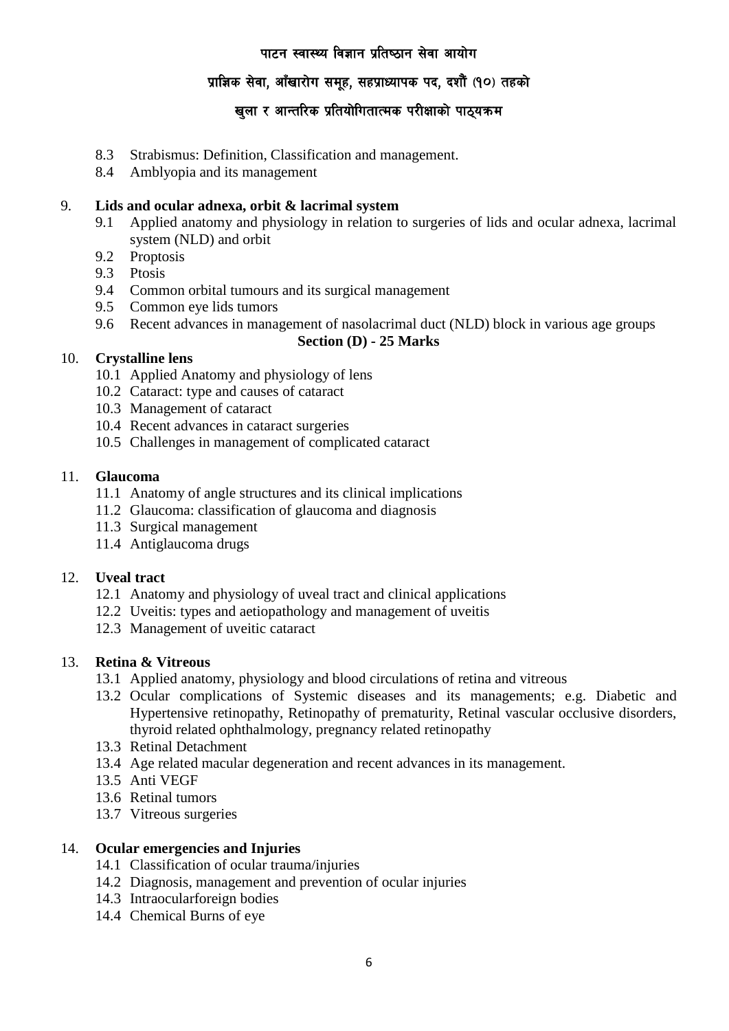8.3 Strabismus: Definition, Classification and management.
8.4 Amblyopia and its management

9. **Lids and ocular adnexa, orbit & lacrimal system**
   - 9.1 Applied anatomy and physiology in relation to surgeries of lids and ocular adnexa, lacrimal system (NLD) and orbit
   - 9.2 Proptosis
   - 9.3 Ptosis
   - 9.4 Common orbital tumours and its surgical management
   - 9.5 Common eye lids tumors
   - 9.6 Recent advances in management of nasolacrimal duct (NLD) block in various age groups

**Section (D) - 25 Marks**

10. **Crystalline lens**
    - 10.1 Applied Anatomy and physiology of lens
    - 10.2 Cataract: type and causes of cataract
    - 10.3 Management of cataract
    - 10.4 Recent advances in cataract surgeries
    - 10.5 Challenges in management of complicated cataract

11. **Glaucoma**
    - 11.1 Anatomy of angle structures and its clinical implications
    - 11.2 Glaucoma: classification of glaucoma and diagnosis
    - 11.3 Surgical management
    - 11.4 Antiglaucoma drugs

12. **Uveal tract**
    - 12.1 Anatomy and physiology of uveal tract and clinical applications
    - 12.2 Uveitis: types and aetiopathology and management of uveitis
    - 12.3 Management of uveitic cataract

13. **Retina & Vitreous**
    - 13.1 Applied anatomy, physiology and blood circulations of retina and vitreous
    - 13.2 Ocular complications of Systemic diseases and its managements; e.g. Diabetic and Hypertensive retinopathy, Retinopathy of prematurity, Retinal vascular occlusive disorders, thyroid related ophthalmology, pregnancy related retinopathy
    - 13.3 Retinal Detachment
    - 13.4 Age related macular degeneration and recent advances in its management.
    - 13.5 Anti VEGF
    - 13.6 Retinal tumors
    - 13.7 Vitreous surgeries

14. **Ocular emergencies and Injuries**
    - 14.1 Classification of ocular trauma/injuries
    - 14.2 Diagnosis, management and prevention of ocular injuries
    - 14.3 Intraocularforeign bodies
    - 14.4 Chemical Burns of eye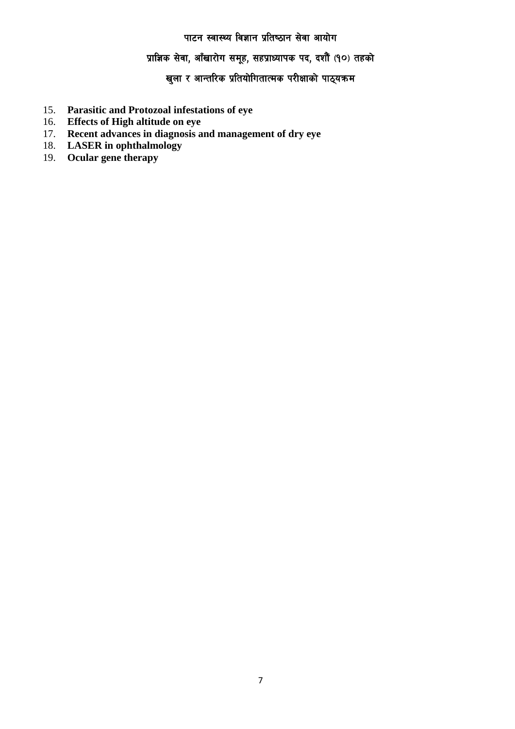15. **Parasitic and Protozoal infestations of eye**
16. **Effects of High altitude on eye**
17. **Recent advances in diagnosis and management of dry eye**
18. **LASER in ophthalmology**
19. **Ocular gene therapy**